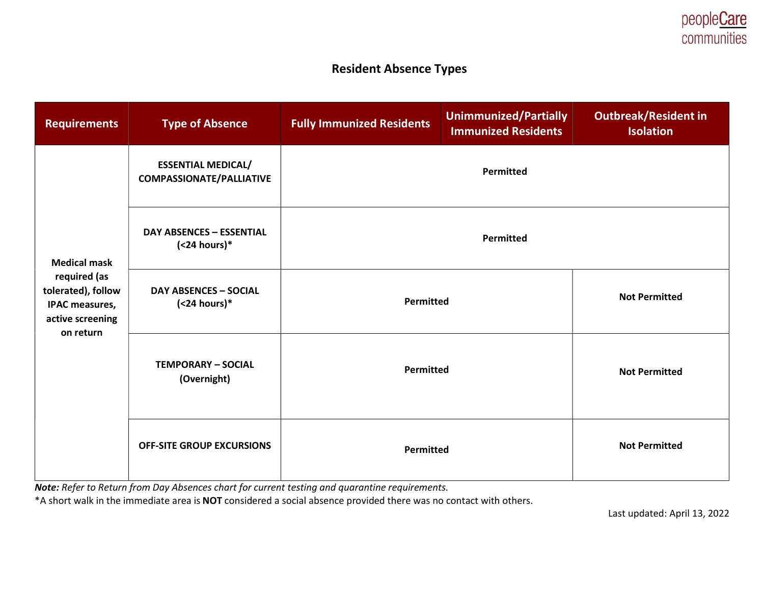# Resident Absence Types

| Requirements | Type of Absence | Fully Immunized Residents | Unimmunized/Partially Immunized Residents | Outbreak/Resident in Isolation |
|---|---|---|---|---|
| Medical mask required (as tolerated), follow IPAC measures, active screening on return | ESSENTIAL MEDICAL/ COMPASSIONATE/PALLIATIVE | Permitted | | |
| | DAY ABSENCES – ESSENTIAL (<24 hours)* | Permitted | | |
| | DAY ABSENCES – SOCIAL (<24 hours)* | Permitted | | Not Permitted |
| | TEMPORARY – SOCIAL (Overnight) | Permitted | | Not Permitted |
| | OFF-SITE GROUP EXCURSIONS | Permitted | | Not Permitted |

***Note:*** *Refer to Return from Day Absences chart for current testing and quarantine requirements.*

*A short walk in the immediate area is **NOT** considered a social absence provided there was no contact with others.

Last updated: April 13, 2022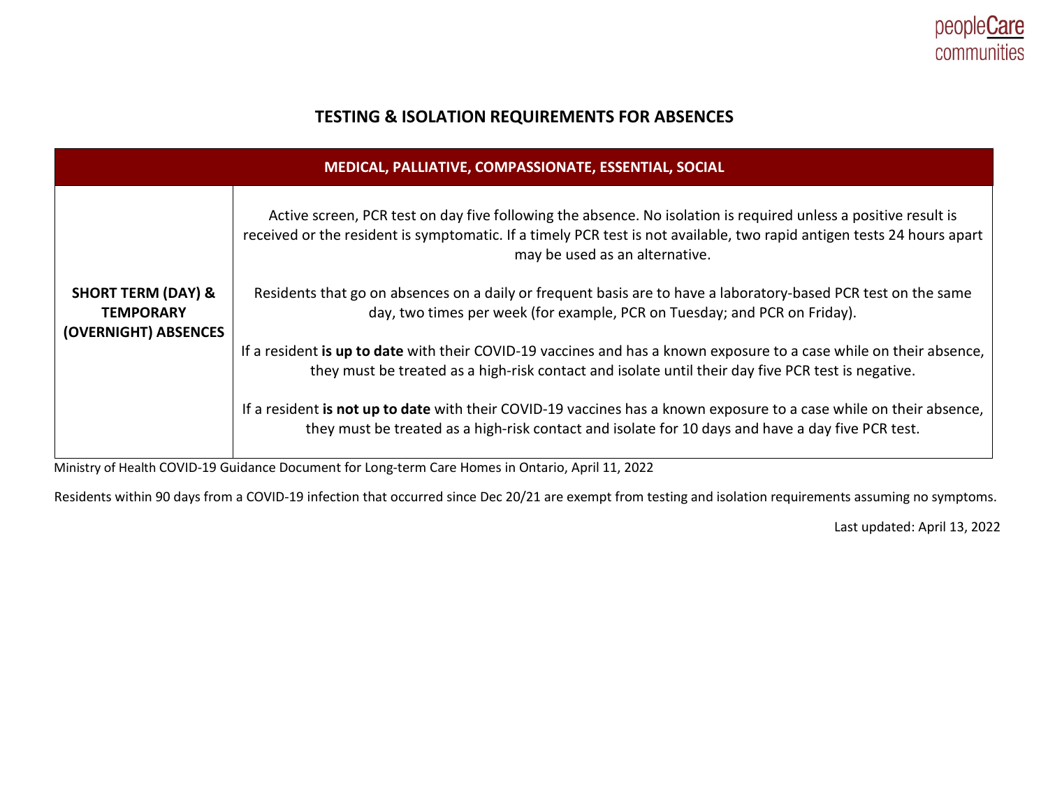# TESTING & ISOLATION REQUIREMENTS FOR ABSENCES

| MEDICAL, PALLIATIVE, COMPASSIONATE, ESSENTIAL, SOCIAL | |
|---|---|
| **SHORT TERM (DAY) & TEMPORARY (OVERNIGHT) ABSENCES** | Active screen, PCR test on day five following the absence. No isolation is required unless a positive result is received or the resident is symptomatic. If a timely PCR test is not available, two rapid antigen tests 24 hours apart may be used as an alternative.<br><br>Residents that go on absences on a daily or frequent basis are to have a laboratory-based PCR test on the same day, two times per week (for example, PCR on Tuesday; and PCR on Friday).<br><br>If a resident **is up to date** with their COVID-19 vaccines and has a known exposure to a case while on their absence, they must be treated as a high-risk contact and isolate until their day five PCR test is negative.<br><br>If a resident **is not up to date** with their COVID-19 vaccines has a known exposure to a case while on their absence, they must be treated as a high-risk contact and isolate for 10 days and have a day five PCR test. |

Ministry of Health COVID-19 Guidance Document for Long-term Care Homes in Ontario, April 11, 2022

Residents within 90 days from a COVID-19 infection that occurred since Dec 20/21 are exempt from testing and isolation requirements assuming no symptoms.

Last updated: April 13, 2022